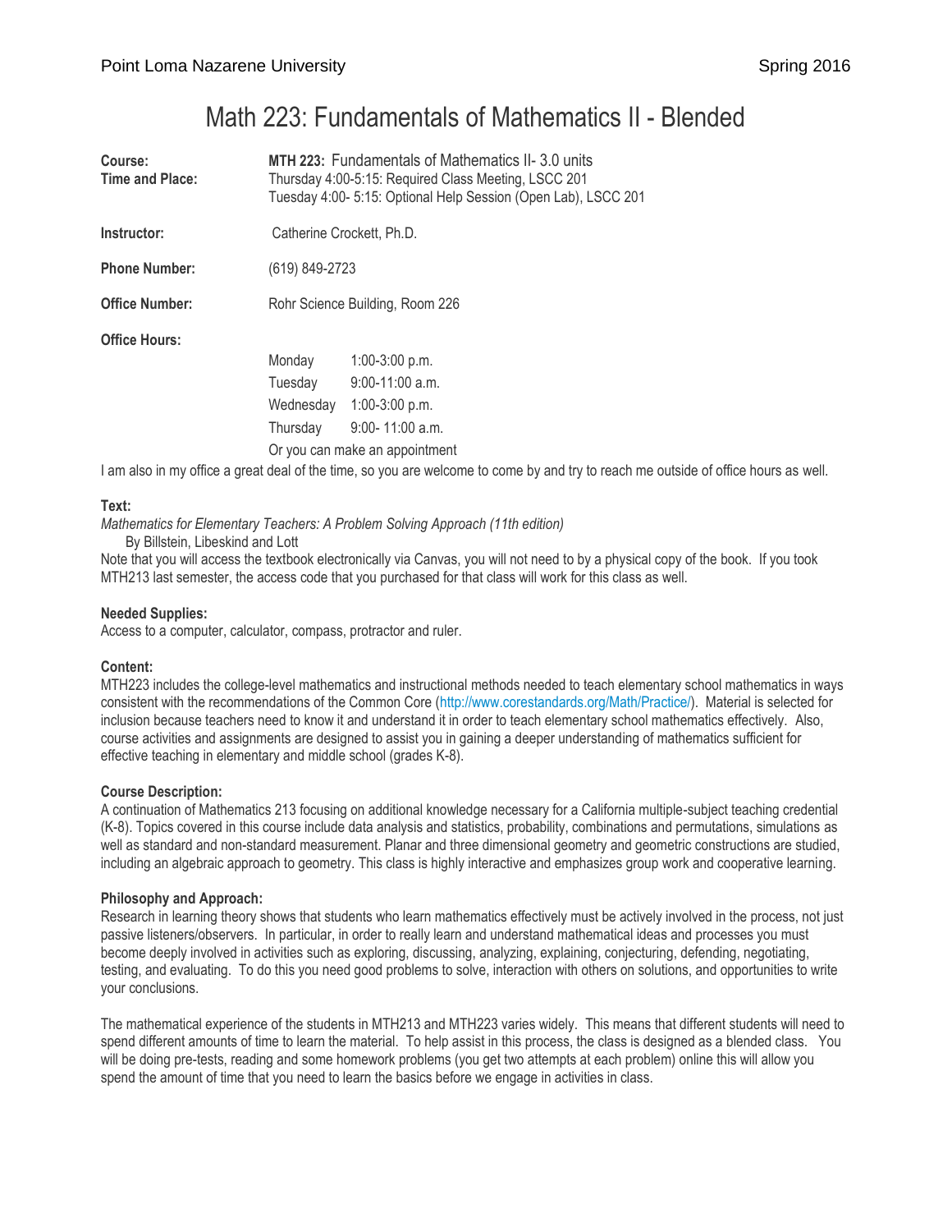Point Loma Nazarene University Spring 2016

# Math 223: Fundamentals of Mathematics II - Blended

**Course:** **MTH 223:** Fundamentals of Mathematics II- 3.0 units

**Time and Place:** Thursday 4:00-5:15: Required Class Meeting, LSCC 201
Tuesday 4:00- 5:15: Optional Help Session (Open Lab), LSCC 201

**Instructor:** Catherine Crockett, Ph.D.

**Phone Number:** (619) 849-2723

**Office Number:** Rohr Science Building, Room 226

**Office Hours:**

| | |
|---|---|
| Monday | 1:00-3:00 p.m. |
| Tuesday | 9:00-11:00 a.m. |
| Wednesday | 1:00-3:00 p.m. |
| Thursday | 9:00- 11:00 a.m. |

Or you can make an appointment

I am also in my office a great deal of the time, so you are welcome to come by and try to reach me outside of office hours as well.

**Text:**

*Mathematics for Elementary Teachers: A Problem Solving Approach (11th edition)*
By Billstein, Libeskind and Lott

Note that you will access the textbook electronically via Canvas, you will not need to by a physical copy of the book. If you took MTH213 last semester, the access code that you purchased for that class will work for this class as well.

**Needed Supplies:**

Access to a computer, calculator, compass, protractor and ruler.

**Content:**

MTH223 includes the college-level mathematics and instructional methods needed to teach elementary school mathematics in ways consistent with the recommendations of the Common Core (http://www.corestandards.org/Math/Practice/). Material is selected for inclusion because teachers need to know it and understand it in order to teach elementary school mathematics effectively. Also, course activities and assignments are designed to assist you in gaining a deeper understanding of mathematics sufficient for effective teaching in elementary and middle school (grades K-8).

**Course Description:**

A continuation of Mathematics 213 focusing on additional knowledge necessary for a California multiple-subject teaching credential (K-8). Topics covered in this course include data analysis and statistics, probability, combinations and permutations, simulations as well as standard and non-standard measurement. Planar and three dimensional geometry and geometric constructions are studied, including an algebraic approach to geometry. This class is highly interactive and emphasizes group work and cooperative learning.

**Philosophy and Approach:**

Research in learning theory shows that students who learn mathematics effectively must be actively involved in the process, not just passive listeners/observers. In particular, in order to really learn and understand mathematical ideas and processes you must become deeply involved in activities such as exploring, discussing, analyzing, explaining, conjecturing, defending, negotiating, testing, and evaluating. To do this you need good problems to solve, interaction with others on solutions, and opportunities to write your conclusions.

The mathematical experience of the students in MTH213 and MTH223 varies widely. This means that different students will need to spend different amounts of time to learn the material. To help assist in this process, the class is designed as a blended class. You will be doing pre-tests, reading and some homework problems (you get two attempts at each problem) online this will allow you spend the amount of time that you need to learn the basics before we engage in activities in class.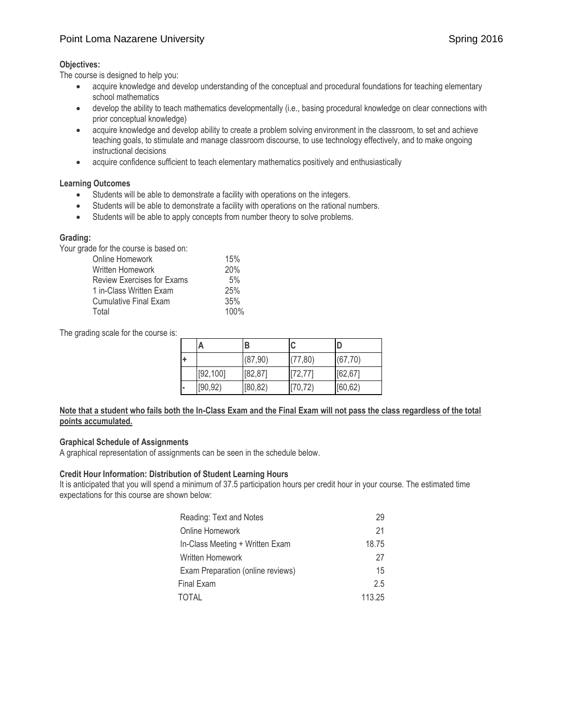**Objectives:**

The course is designed to help you:

- acquire knowledge and develop understanding of the conceptual and procedural foundations for teaching elementary school mathematics
- develop the ability to teach mathematics developmentally (i.e., basing procedural knowledge on clear connections with prior conceptual knowledge)
- acquire knowledge and develop ability to create a problem solving environment in the classroom, to set and achieve teaching goals, to stimulate and manage classroom discourse, to use technology effectively, and to make ongoing instructional decisions
- acquire confidence sufficient to teach elementary mathematics positively and enthusiastically

**Learning Outcomes**

- Students will be able to demonstrate a facility with operations on the integers.
- Students will be able to demonstrate a facility with operations on the rational numbers.
- Students will be able to apply concepts from number theory to solve problems.

**Grading:**

Your grade for the course is based on:

| | |
|---|---|
| Online Homework | 15% |
| Written Homework | 20% |
| Review Exercises for Exams | 5% |
| 1 in-Class Written Exam | 25% |
| Cumulative Final Exam | 35% |
| Total | 100% |

The grading scale for the course is:

| | A | B | C | D |
|---|---|---|---|---|
| + | | (87,90) | (77,80) | (67,70) |
| | [92,100] | [82,87] | [72,77] | [62,67] |
| - | [90,92) | [80,82) | [70,72) | [60,62) |

**Note that a student who fails both the In-Class Exam and the Final Exam will not pass the class regardless of the total points accumulated.**

**Graphical Schedule of Assignments**

A graphical representation of assignments can be seen in the schedule below.

**Credit Hour Information: Distribution of Student Learning Hours**

It is anticipated that you will spend a minimum of 37.5 participation hours per credit hour in your course. The estimated time expectations for this course are shown below:

| | |
|---|---|
| Reading: Text and Notes | 29 |
| Online Homework | 21 |
| In-Class Meeting + Written Exam | 18.75 |
| Written Homework | 27 |
| Exam Preparation (online reviews) | 15 |
| Final Exam | 2.5 |
| TOTAL | 113.25 |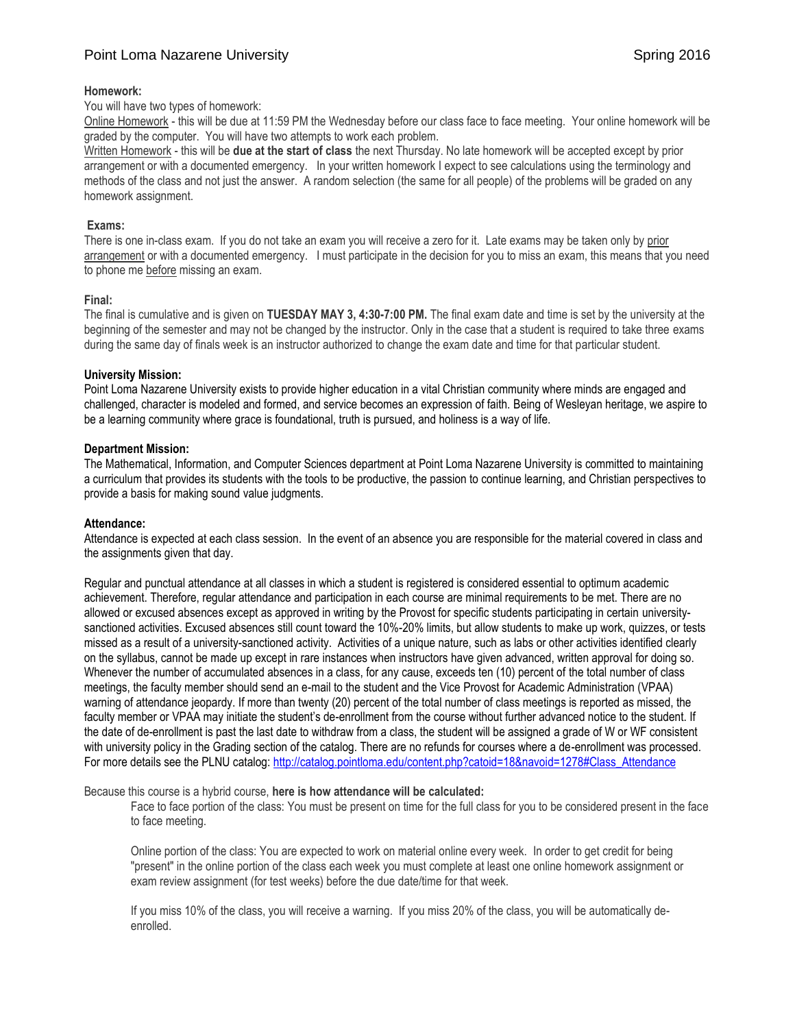**Homework:**

You will have two types of homework:

Online Homework - this will be due at 11:59 PM the Wednesday before our class face to face meeting. Your online homework will be graded by the computer. You will have two attempts to work each problem.

Written Homework - this will be **due at the start of class** the next Thursday. No late homework will be accepted except by prior arrangement or with a documented emergency. In your written homework I expect to see calculations using the terminology and methods of the class and not just the answer. A random selection (the same for all people) of the problems will be graded on any homework assignment.

**Exams:**

There is one in-class exam. If you do not take an exam you will receive a zero for it. Late exams may be taken only by prior arrangement or with a documented emergency. I must participate in the decision for you to miss an exam, this means that you need to phone me before missing an exam.

**Final:**

The final is cumulative and is given on **TUESDAY MAY 3, 4:30-7:00 PM.** The final exam date and time is set by the university at the beginning of the semester and may not be changed by the instructor. Only in the case that a student is required to take three exams during the same day of finals week is an instructor authorized to change the exam date and time for that particular student.

**University Mission:**

Point Loma Nazarene University exists to provide higher education in a vital Christian community where minds are engaged and challenged, character is modeled and formed, and service becomes an expression of faith. Being of Wesleyan heritage, we aspire to be a learning community where grace is foundational, truth is pursued, and holiness is a way of life.

**Department Mission:**

The Mathematical, Information, and Computer Sciences department at Point Loma Nazarene University is committed to maintaining a curriculum that provides its students with the tools to be productive, the passion to continue learning, and Christian perspectives to provide a basis for making sound value judgments.

**Attendance:**

Attendance is expected at each class session. In the event of an absence you are responsible for the material covered in class and the assignments given that day.

Regular and punctual attendance at all classes in which a student is registered is considered essential to optimum academic achievement. Therefore, regular attendance and participation in each course are minimal requirements to be met. There are no allowed or excused absences except as approved in writing by the Provost for specific students participating in certain university-sanctioned activities. Excused absences still count toward the 10%-20% limits, but allow students to make up work, quizzes, or tests missed as a result of a university-sanctioned activity. Activities of a unique nature, such as labs or other activities identified clearly on the syllabus, cannot be made up except in rare instances when instructors have given advanced, written approval for doing so. Whenever the number of accumulated absences in a class, for any cause, exceeds ten (10) percent of the total number of class meetings, the faculty member should send an e-mail to the student and the Vice Provost for Academic Administration (VPAA) warning of attendance jeopardy. If more than twenty (20) percent of the total number of class meetings is reported as missed, the faculty member or VPAA may initiate the student's de-enrollment from the course without further advanced notice to the student. If the date of de-enrollment is past the last date to withdraw from a class, the student will be assigned a grade of W or WF consistent with university policy in the Grading section of the catalog. There are no refunds for courses where a de-enrollment was processed. For more details see the PLNU catalog: http://catalog.pointloma.edu/content.php?catoid=18&navoid=1278#Class_Attendance

Because this course is a hybrid course, **here is how attendance will be calculated:**

Face to face portion of the class: You must be present on time for the full class for you to be considered present in the face to face meeting.

Online portion of the class: You are expected to work on material online every week. In order to get credit for being "present" in the online portion of the class each week you must complete at least one online homework assignment or exam review assignment (for test weeks) before the due date/time for that week.

If you miss 10% of the class, you will receive a warning. If you miss 20% of the class, you will be automatically de-enrolled.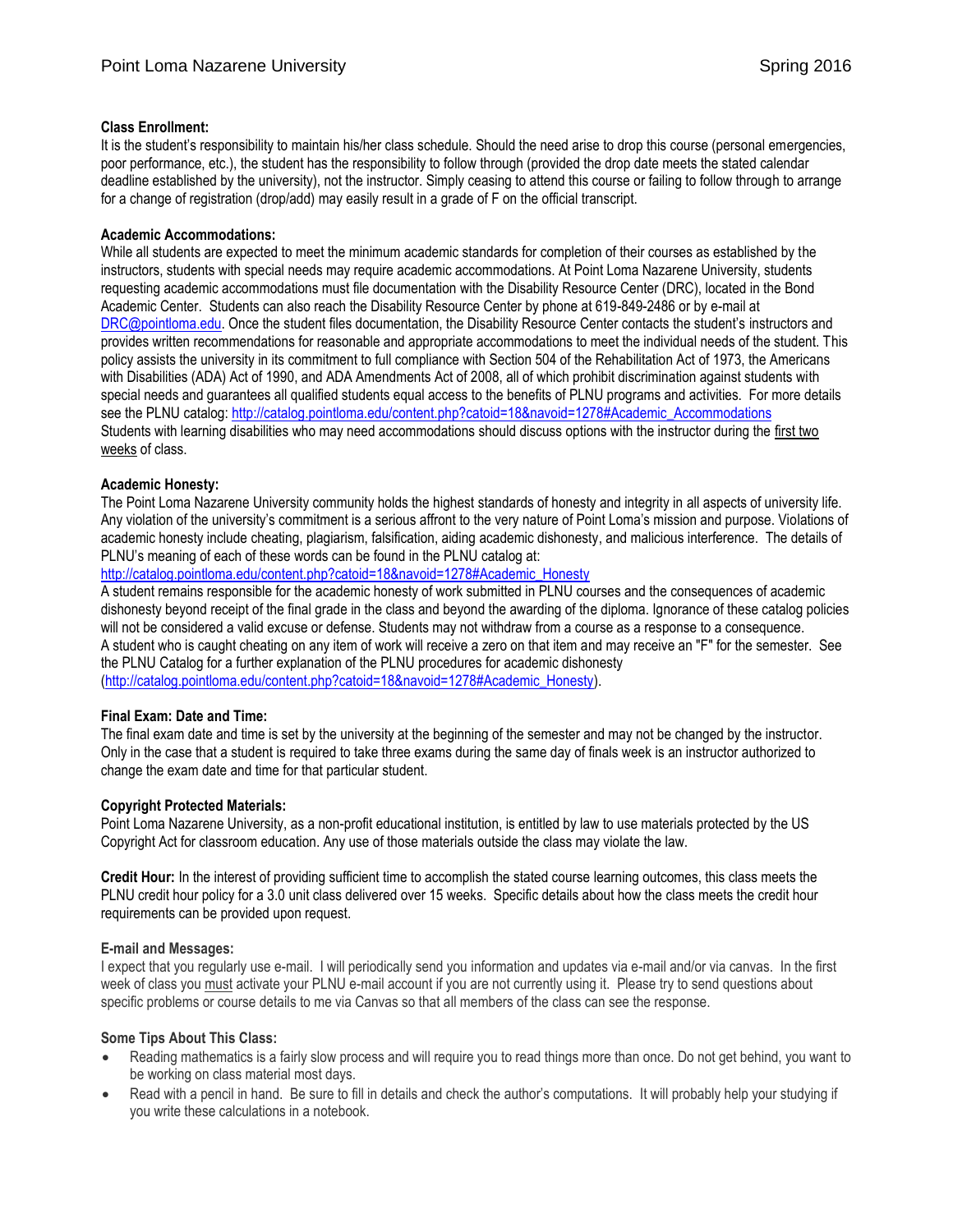**Class Enrollment:**
It is the student's responsibility to maintain his/her class schedule. Should the need arise to drop this course (personal emergencies, poor performance, etc.), the student has the responsibility to follow through (provided the drop date meets the stated calendar deadline established by the university), not the instructor. Simply ceasing to attend this course or failing to follow through to arrange for a change of registration (drop/add) may easily result in a grade of F on the official transcript.

**Academic Accommodations:**
While all students are expected to meet the minimum academic standards for completion of their courses as established by the instructors, students with special needs may require academic accommodations. At Point Loma Nazarene University, students requesting academic accommodations must file documentation with the Disability Resource Center (DRC), located in the Bond Academic Center. Students can also reach the Disability Resource Center by phone at 619-849-2486 or by e-mail at DRC@pointloma.edu. Once the student files documentation, the Disability Resource Center contacts the student's instructors and provides written recommendations for reasonable and appropriate accommodations to meet the individual needs of the student. This policy assists the university in its commitment to full compliance with Section 504 of the Rehabilitation Act of 1973, the Americans with Disabilities (ADA) Act of 1990, and ADA Amendments Act of 2008, all of which prohibit discrimination against students with special needs and guarantees all qualified students equal access to the benefits of PLNU programs and activities. For more details see the PLNU catalog: http://catalog.pointloma.edu/content.php?catoid=18&navoid=1278#Academic_Accommodations
Students with learning disabilities who may need accommodations should discuss options with the instructor during the first two weeks of class.

**Academic Honesty:**
The Point Loma Nazarene University community holds the highest standards of honesty and integrity in all aspects of university life. Any violation of the university's commitment is a serious affront to the very nature of Point Loma's mission and purpose. Violations of academic honesty include cheating, plagiarism, falsification, aiding academic dishonesty, and malicious interference. The details of PLNU's meaning of each of these words can be found in the PLNU catalog at:
http://catalog.pointloma.edu/content.php?catoid=18&navoid=1278#Academic_Honesty
A student remains responsible for the academic honesty of work submitted in PLNU courses and the consequences of academic dishonesty beyond receipt of the final grade in the class and beyond the awarding of the diploma. Ignorance of these catalog policies will not be considered a valid excuse or defense. Students may not withdraw from a course as a response to a consequence.
A student who is caught cheating on any item of work will receive a zero on that item and may receive an "F" for the semester. See the PLNU Catalog for a further explanation of the PLNU procedures for academic dishonesty (http://catalog.pointloma.edu/content.php?catoid=18&navoid=1278#Academic_Honesty).

**Final Exam: Date and Time:**
The final exam date and time is set by the university at the beginning of the semester and may not be changed by the instructor. Only in the case that a student is required to take three exams during the same day of finals week is an instructor authorized to change the exam date and time for that particular student.

**Copyright Protected Materials:**
Point Loma Nazarene University, as a non-profit educational institution, is entitled by law to use materials protected by the US Copyright Act for classroom education. Any use of those materials outside the class may violate the law.

**Credit Hour:** In the interest of providing sufficient time to accomplish the stated course learning outcomes, this class meets the PLNU credit hour policy for a 3.0 unit class delivered over 15 weeks. Specific details about how the class meets the credit hour requirements can be provided upon request.

**E-mail and Messages:**
I expect that you regularly use e-mail. I will periodically send you information and updates via e-mail and/or via canvas. In the first week of class you must activate your PLNU e-mail account if you are not currently using it. Please try to send questions about specific problems or course details to me via Canvas so that all members of the class can see the response.

**Some Tips About This Class:**

- Reading mathematics is a fairly slow process and will require you to read things more than once. Do not get behind, you want to be working on class material most days.
- Read with a pencil in hand. Be sure to fill in details and check the author's computations. It will probably help your studying if you write these calculations in a notebook.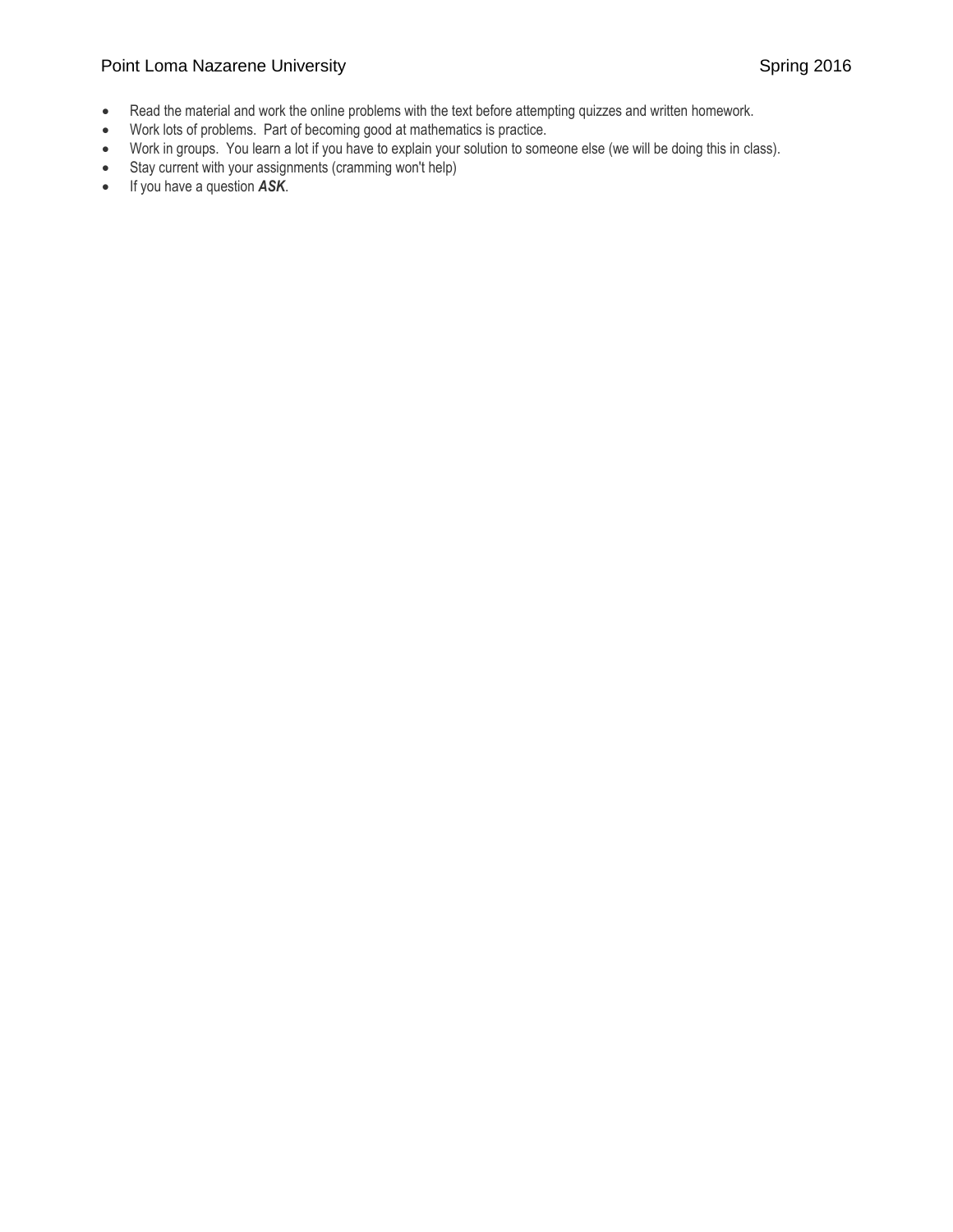- Read the material and work the online problems with the text before attempting quizzes and written homework.
- Work lots of problems. Part of becoming good at mathematics is practice.
- Work in groups. You learn a lot if you have to explain your solution to someone else (we will be doing this in class).
- Stay current with your assignments (cramming won't help)
- If you have a question ***ASK***.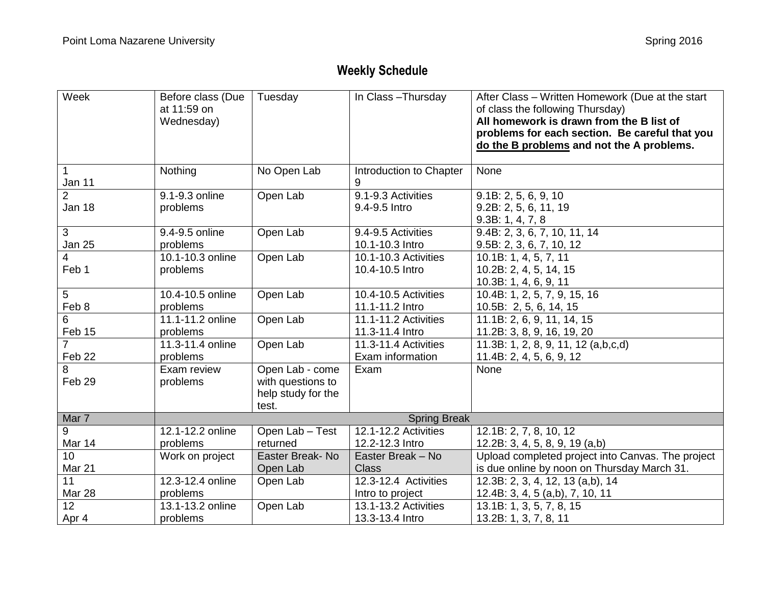## Weekly Schedule

| Week | Before class (Due at 11:59 on Wednesday) | Tuesday | In Class –Thursday | After Class – Written Homework (Due at the start of class the following Thursday) **All homework is drawn from the B list of problems for each section. Be careful that you <u>do the B problems</u> and not the A problems.** |
|---|---|---|---|---|
| 1<br>Jan 11 | Nothing | No Open Lab | Introduction to Chapter 9 | None |
| 2<br>Jan 18 | 9.1-9.3 online problems | Open Lab | 9.1-9.3 Activities<br>9.4-9.5 Intro | 9.1B: 2, 5, 6, 9, 10<br>9.2B: 2, 5, 6, 11, 19<br>9.3B: 1, 4, 7, 8 |
| 3<br>Jan 25 | 9.4-9.5 online problems | Open Lab | 9.4-9.5 Activities<br>10.1-10.3 Intro | 9.4B: 2, 3, 6, 7, 10, 11, 14<br>9.5B: 2, 3, 6, 7, 10, 12 |
| 4<br>Feb 1 | 10.1-10.3 online problems | Open Lab | 10.1-10.3 Activities<br>10.4-10.5 Intro | 10.1B: 1, 4, 5, 7, 11<br>10.2B: 2, 4, 5, 14, 15<br>10.3B: 1, 4, 6, 9, 11 |
| 5<br>Feb 8 | 10.4-10.5 online problems | Open Lab | 10.4-10.5 Activities<br>11.1-11.2 Intro | 10.4B: 1, 2, 5, 7, 9, 15, 16<br>10.5B: 2, 5, 6, 14, 15 |
| 6<br>Feb 15 | 11.1-11.2 online problems | Open Lab | 11.1-11.2 Activities<br>11.3-11.4 Intro | 11.1B: 2, 6, 9, 11, 14, 15<br>11.2B: 3, 8, 9, 16, 19, 20 |
| 7<br>Feb 22 | 11.3-11.4 online problems | Open Lab | 11.3-11.4 Activities<br>Exam information | 11.3B: 1, 2, 8, 9, 11, 12 (a,b,c,d)<br>11.4B: 2, 4, 5, 6, 9, 12 |
| 8<br>Feb 29 | Exam review problems | Open Lab - come with questions to help study for the test. | Exam | None |
| Mar 7 | Spring Break | | | |
| 9<br>Mar 14 | 12.1-12.2 online problems | Open Lab – Test returned | 12.1-12.2 Activities<br>12.2-12.3 Intro | 12.1B: 2, 7, 8, 10, 12<br>12.2B: 3, 4, 5, 8, 9, 19 (a,b) |
| 10<br>Mar 21 | Work on project | Easter Break- No Open Lab | Easter Break – No Class | Upload completed project into Canvas. The project is due online by noon on Thursday March 31. |
| 11<br>Mar 28 | 12.3-12.4 online problems | Open Lab | 12.3-12.4 Activities<br>Intro to project | 12.3B: 2, 3, 4, 12, 13 (a,b), 14<br>12.4B: 3, 4, 5 (a,b), 7, 10, 11 |
| 12<br>Apr 4 | 13.1-13.2 online problems | Open Lab | 13.1-13.2 Activities<br>13.3-13.4 Intro | 13.1B: 1, 3, 5, 7, 8, 15<br>13.2B: 1, 3, 7, 8, 11 |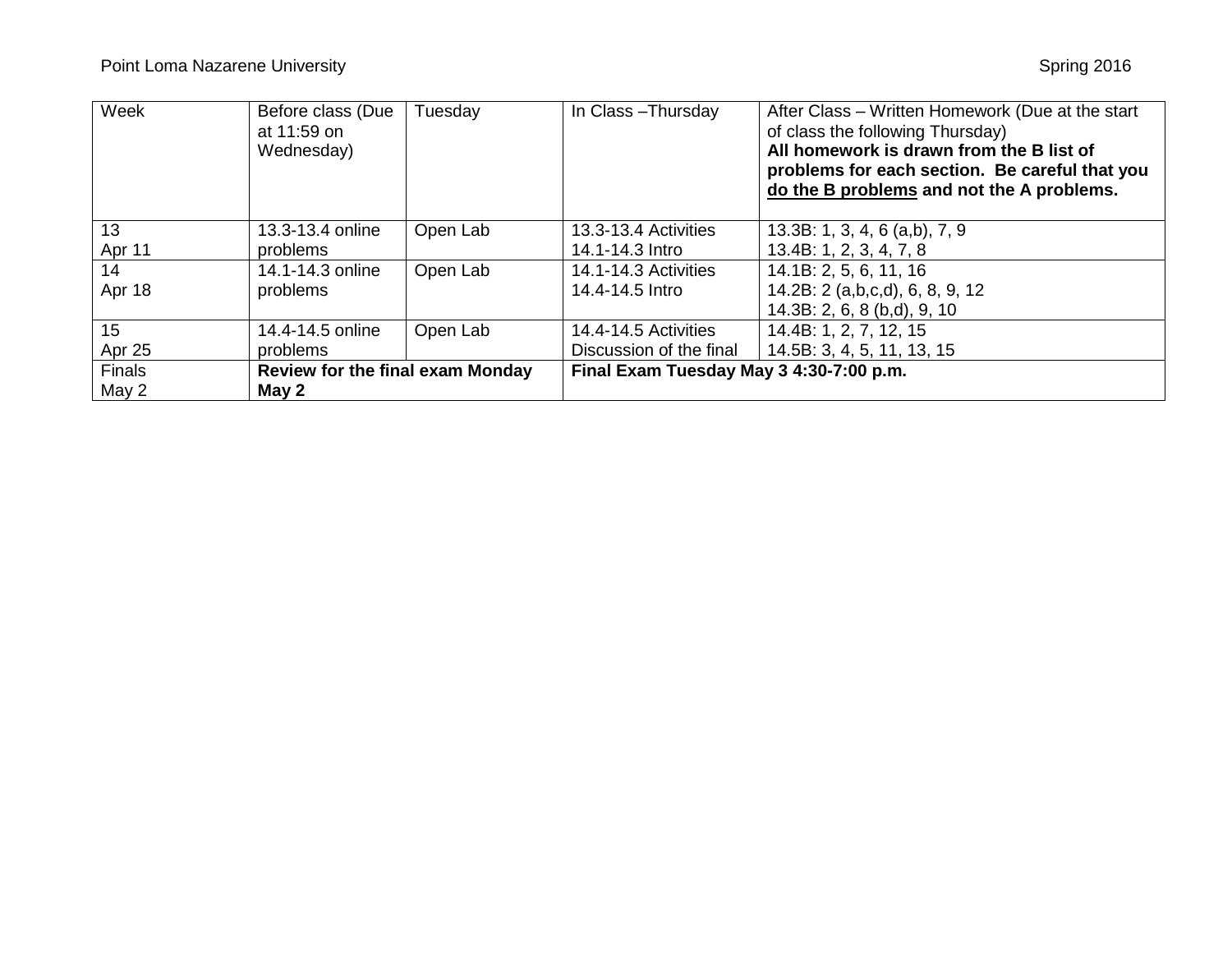| Week | Before class (Due at 11:59 on Wednesday) | Tuesday | In Class –Thursday | After Class – Written Homework (Due at the start of class the following Thursday) **All homework is drawn from the B list of problems for each section. Be careful that you <u>do the B problems</u> and not the A problems.** |
|---|---|---|---|---|
| 13<br>Apr 11 | 13.3-13.4 online problems | Open Lab | 13.3-13.4 Activities<br>14.1-14.3 Intro | 13.3B: 1, 3, 4, 6 (a,b), 7, 9<br>13.4B: 1, 2, 3, 4, 7, 8 |
| 14<br>Apr 18 | 14.1-14.3 online problems | Open Lab | 14.1-14.3 Activities<br>14.4-14.5 Intro | 14.1B: 2, 5, 6, 11, 16<br>14.2B: 2 (a,b,c,d), 6, 8, 9, 12<br>14.3B: 2, 6, 8 (b,d), 9, 10 |
| 15<br>Apr 25 | 14.4-14.5 online problems | Open Lab | 14.4-14.5 Activities<br>Discussion of the final | 14.4B: 1, 2, 7, 12, 15<br>14.5B: 3, 4, 5, 11, 13, 15 |
| Finals<br>May 2 | **Review for the final exam Monday May 2** | | **Final Exam Tuesday May 3 4:30-7:00 p.m.** | |